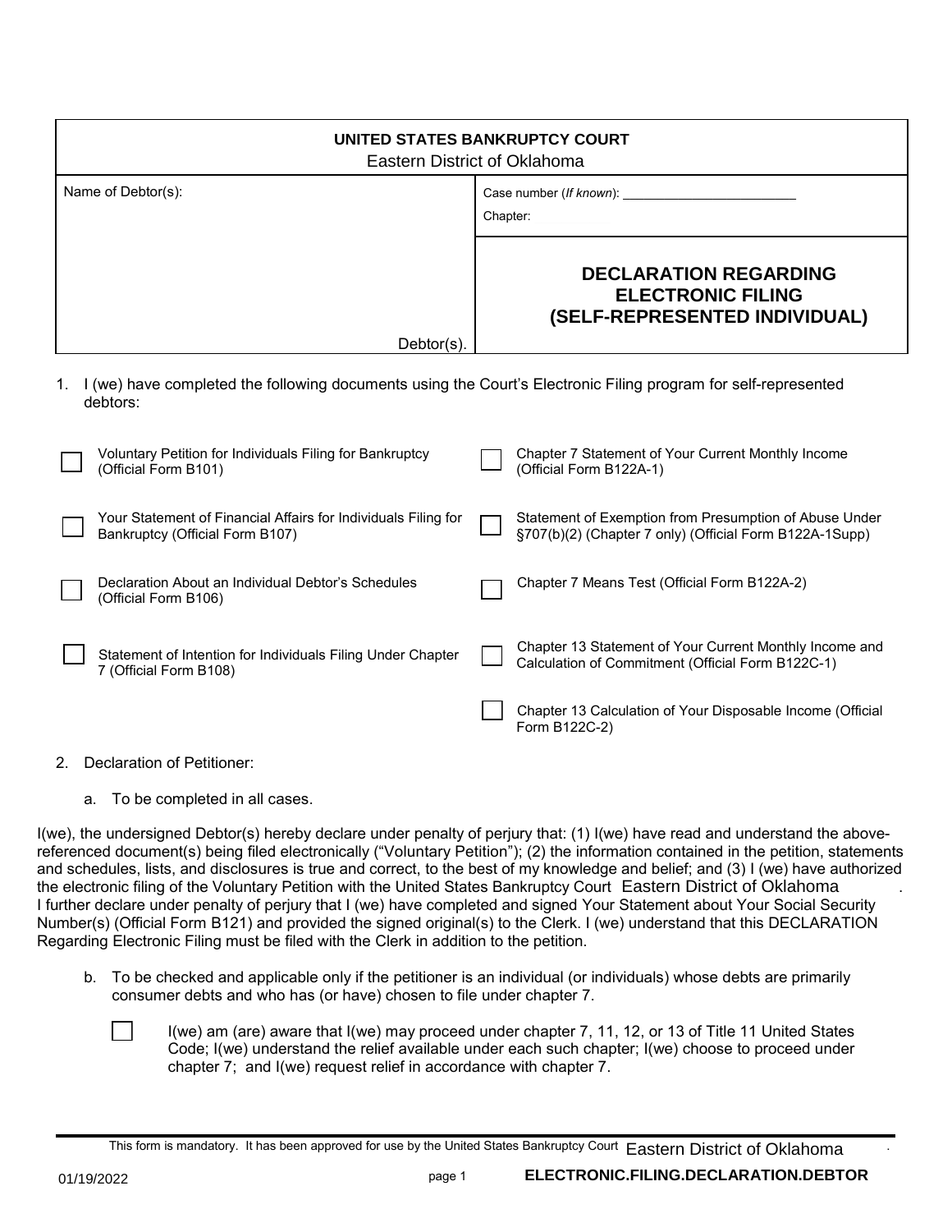**UNITED STATES BANKRUPTCY COURT**
Eastern District of Oklahoma

| Name of Debtor(s): | Case number (*If known*): ______________________<br>Chapter: |
|---|---|
| Debtor(s). | **DECLARATION REGARDING ELECTRONIC FILING (SELF-REPRESENTED INDIVIDUAL)** |

1. I (we) have completed the following documents using the Court's Electronic Filing program for self-represented debtors:

- [ ] Voluntary Petition for Individuals Filing for Bankruptcy (Official Form B101)
- [ ] Your Statement of Financial Affairs for Individuals Filing for Bankruptcy (Official Form B107)
- [ ] Declaration About an Individual Debtor's Schedules (Official Form B106)
- [ ] Statement of Intention for Individuals Filing Under Chapter 7 (Official Form B108)
- [ ] Chapter 7 Statement of Your Current Monthly Income (Official Form B122A-1)
- [ ] Statement of Exemption from Presumption of Abuse Under §707(b)(2) (Chapter 7 only) (Official Form B122A-1Supp)
- [ ] Chapter 7 Means Test (Official Form B122A-2)
- [ ] Chapter 13 Statement of Your Current Monthly Income and Calculation of Commitment (Official Form B122C-1)
- [ ] Chapter 13 Calculation of Your Disposable Income (Official Form B122C-2)

2. Declaration of Petitioner:

   a. To be completed in all cases.

I(we), the undersigned Debtor(s) hereby declare under penalty of perjury that: (1) I(we) have read and understand the above-referenced document(s) being filed electronically ("Voluntary Petition"); (2) the information contained in the petition, statements and schedules, lists, and disclosures is true and correct, to the best of my knowledge and belief; and (3) I (we) have authorized the electronic filing of the Voluntary Petition with the United States Bankruptcy Court Eastern District of Oklahoma . I further declare under penalty of perjury that I (we) have completed and signed Your Statement about Your Social Security Number(s) (Official Form B121) and provided the signed original(s) to the Clerk. I (we) understand that this DECLARATION Regarding Electronic Filing must be filed with the Clerk in addition to the petition.

   b. To be checked and applicable only if the petitioner is an individual (or individuals) whose debts are primarily consumer debts and who has (or have) chosen to file under chapter 7.

   - [ ] I(we) am (are) aware that I(we) may proceed under chapter 7, 11, 12, or 13 of Title 11 United States Code; I(we) understand the relief available under each such chapter; I(we) choose to proceed under chapter 7; and I(we) request relief in accordance with chapter 7.

This form is mandatory. It has been approved for use by the United States Bankruptcy Court Eastern District of Oklahoma .

01/19/2022 **ELECTRONIC.FILING.DECLARATION.DEBTOR**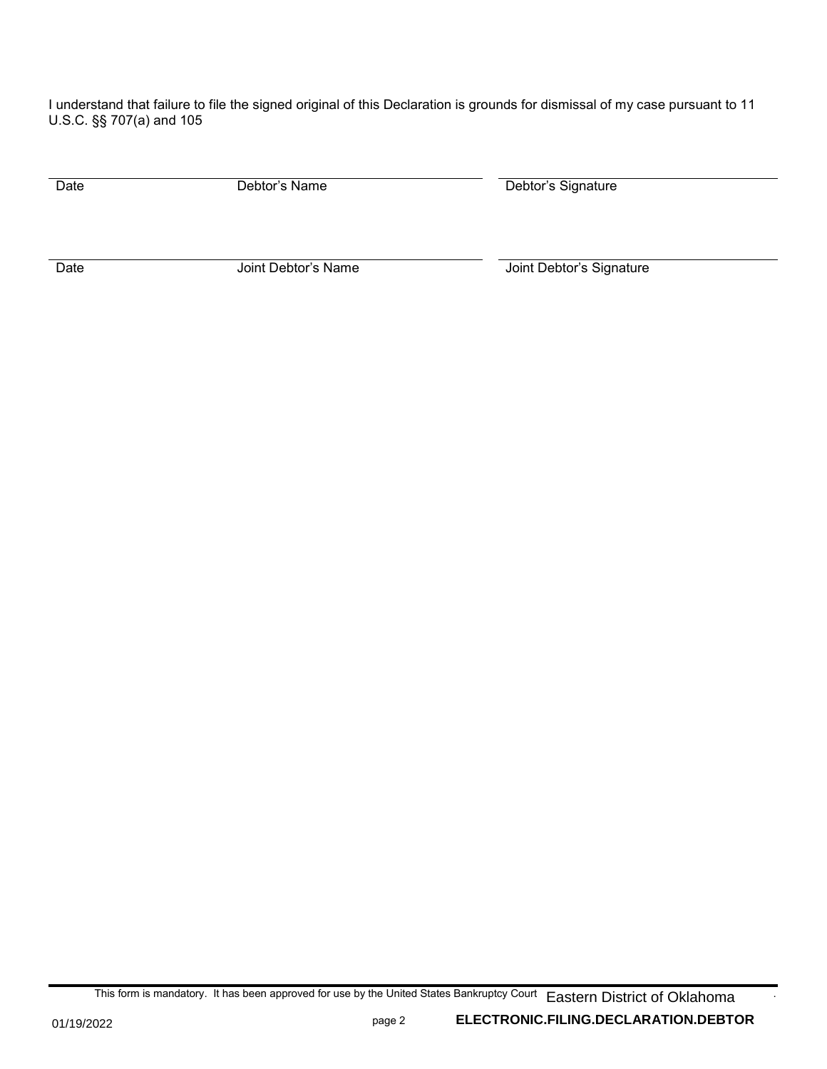I understand that failure to file the signed original of this Declaration is grounds for dismissal of my case pursuant to 11 U.S.C. §§ 707(a) and 105

| | | |
|---|---|---|
| Date | Debtor's Name | Debtor's Signature |
| Date | Joint Debtor's Name | Joint Debtor's Signature |

This form is mandatory. It has been approved for use by the United States Bankruptcy Court Eastern District of Oklahoma

01/19/2022 ELECTRONIC.FILING.DECLARATION.DEBTOR